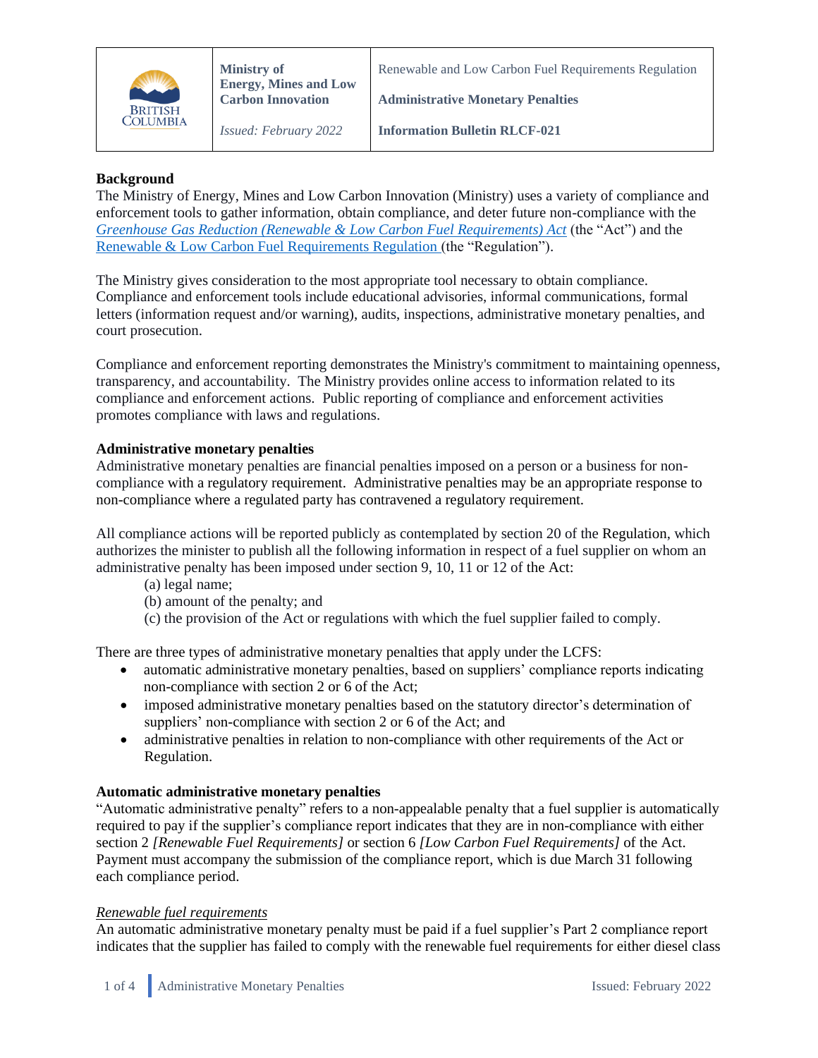| | | |
|---|---|---|
| BRITISH COLUMBIA | **Ministry of Energy, Mines and Low Carbon Innovation**<br><br>*Issued: February 2022* | Renewable and Low Carbon Fuel Requirements Regulation<br><br>**Administrative Monetary Penalties**<br><br>**Information Bulletin RLCF-021** |

**Background**

The Ministry of Energy, Mines and Low Carbon Innovation (Ministry) uses a variety of compliance and enforcement tools to gather information, obtain compliance, and deter future non-compliance with the *Greenhouse Gas Reduction (Renewable & Low Carbon Fuel Requirements) Act* (the "Act") and the Renewable & Low Carbon Fuel Requirements Regulation (the "Regulation").

The Ministry gives consideration to the most appropriate tool necessary to obtain compliance. Compliance and enforcement tools include educational advisories, informal communications, formal letters (information request and/or warning), audits, inspections, administrative monetary penalties, and court prosecution.

Compliance and enforcement reporting demonstrates the Ministry's commitment to maintaining openness, transparency, and accountability. The Ministry provides online access to information related to its compliance and enforcement actions. Public reporting of compliance and enforcement activities promotes compliance with laws and regulations.

**Administrative monetary penalties**

Administrative monetary penalties are financial penalties imposed on a person or a business for non-compliance with a regulatory requirement. Administrative penalties may be an appropriate response to non-compliance where a regulated party has contravened a regulatory requirement.

All compliance actions will be reported publicly as contemplated by section 20 of the Regulation, which authorizes the minister to publish all the following information in respect of a fuel supplier on whom an administrative penalty has been imposed under section 9, 10, 11 or 12 of the Act:

(a) legal name;
(b) amount of the penalty; and
(c) the provision of the Act or regulations with which the fuel supplier failed to comply.

There are three types of administrative monetary penalties that apply under the LCFS:

- automatic administrative monetary penalties, based on suppliers' compliance reports indicating non-compliance with section 2 or 6 of the Act;
- imposed administrative monetary penalties based on the statutory director's determination of suppliers' non-compliance with section 2 or 6 of the Act; and
- administrative penalties in relation to non-compliance with other requirements of the Act or Regulation.

**Automatic administrative monetary penalties**

"Automatic administrative penalty" refers to a non-appealable penalty that a fuel supplier is automatically required to pay if the supplier's compliance report indicates that they are in non-compliance with either section 2 *[Renewable Fuel Requirements]* or section 6 *[Low Carbon Fuel Requirements]* of the Act. Payment must accompany the submission of the compliance report, which is due March 31 following each compliance period.

*Renewable fuel requirements*

An automatic administrative monetary penalty must be paid if a fuel supplier's Part 2 compliance report indicates that the supplier has failed to comply with the renewable fuel requirements for either diesel class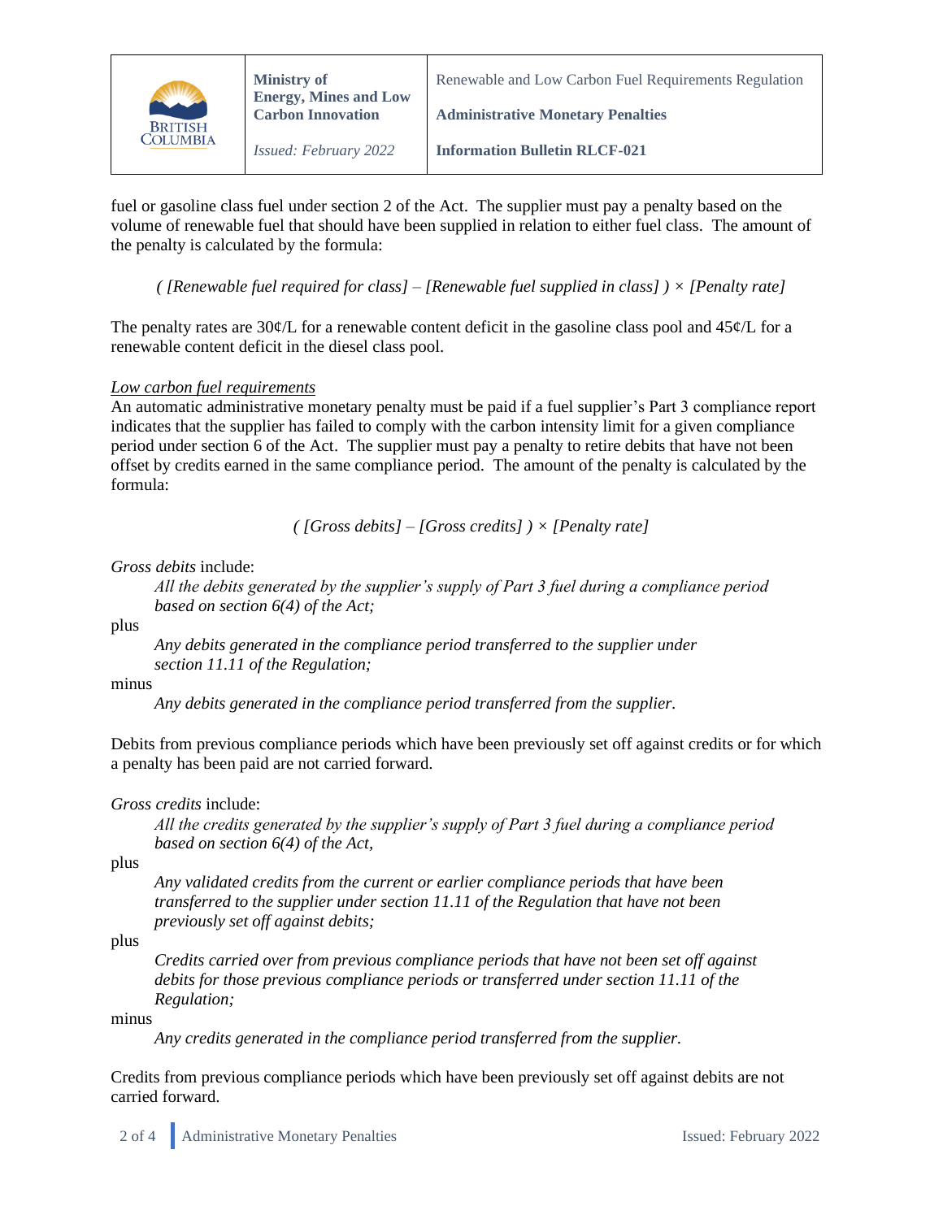fuel or gasoline class fuel under section 2 of the Act. The supplier must pay a penalty based on the volume of renewable fuel that should have been supplied in relation to either fuel class. The amount of the penalty is calculated by the formula:

*( [Renewable fuel required for class] – [Renewable fuel supplied in class] ) × [Penalty rate]*

The penalty rates are 30¢/L for a renewable content deficit in the gasoline class pool and 45¢/L for a renewable content deficit in the diesel class pool.

*Low carbon fuel requirements*

An automatic administrative monetary penalty must be paid if a fuel supplier's Part 3 compliance report indicates that the supplier has failed to comply with the carbon intensity limit for a given compliance period under section 6 of the Act. The supplier must pay a penalty to retire debits that have not been offset by credits earned in the same compliance period. The amount of the penalty is calculated by the formula:

*( [Gross debits] – [Gross credits] ) × [Penalty rate]*

*Gross debits* include:

> *All the debits generated by the supplier's supply of Part 3 fuel during a compliance period based on section 6(4) of the Act;*

plus

> *Any debits generated in the compliance period transferred to the supplier under section 11.11 of the Regulation;*

minus

> *Any debits generated in the compliance period transferred from the supplier.*

Debits from previous compliance periods which have been previously set off against credits or for which a penalty has been paid are not carried forward.

*Gross credits* include:

> *All the credits generated by the supplier's supply of Part 3 fuel during a compliance period based on section 6(4) of the Act,*

plus

> *Any validated credits from the current or earlier compliance periods that have been transferred to the supplier under section 11.11 of the Regulation that have not been previously set off against debits;*

plus

> *Credits carried over from previous compliance periods that have not been set off against debits for those previous compliance periods or transferred under section 11.11 of the Regulation;*

minus

> *Any credits generated in the compliance period transferred from the supplier.*

Credits from previous compliance periods which have been previously set off against debits are not carried forward.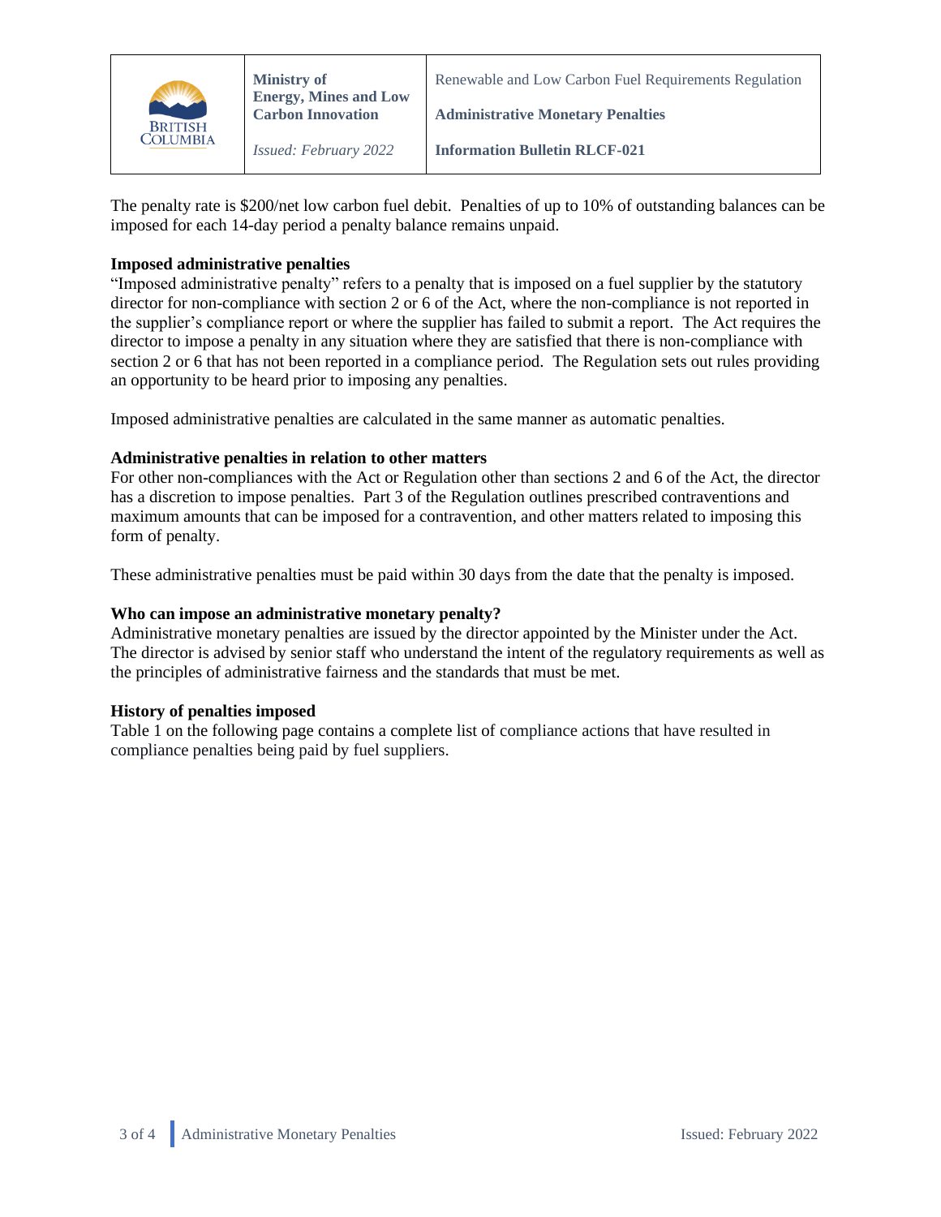The penalty rate is $200/net low carbon fuel debit. Penalties of up to 10% of outstanding balances can be imposed for each 14-day period a penalty balance remains unpaid.

**Imposed administrative penalties**

"Imposed administrative penalty" refers to a penalty that is imposed on a fuel supplier by the statutory director for non-compliance with section 2 or 6 of the Act, where the non-compliance is not reported in the supplier's compliance report or where the supplier has failed to submit a report. The Act requires the director to impose a penalty in any situation where they are satisfied that there is non-compliance with section 2 or 6 that has not been reported in a compliance period. The Regulation sets out rules providing an opportunity to be heard prior to imposing any penalties.

Imposed administrative penalties are calculated in the same manner as automatic penalties.

**Administrative penalties in relation to other matters**

For other non-compliances with the Act or Regulation other than sections 2 and 6 of the Act, the director has a discretion to impose penalties. Part 3 of the Regulation outlines prescribed contraventions and maximum amounts that can be imposed for a contravention, and other matters related to imposing this form of penalty.

These administrative penalties must be paid within 30 days from the date that the penalty is imposed.

**Who can impose an administrative monetary penalty?**

Administrative monetary penalties are issued by the director appointed by the Minister under the Act. The director is advised by senior staff who understand the intent of the regulatory requirements as well as the principles of administrative fairness and the standards that must be met.

**History of penalties imposed**

Table 1 on the following page contains a complete list of compliance actions that have resulted in compliance penalties being paid by fuel suppliers.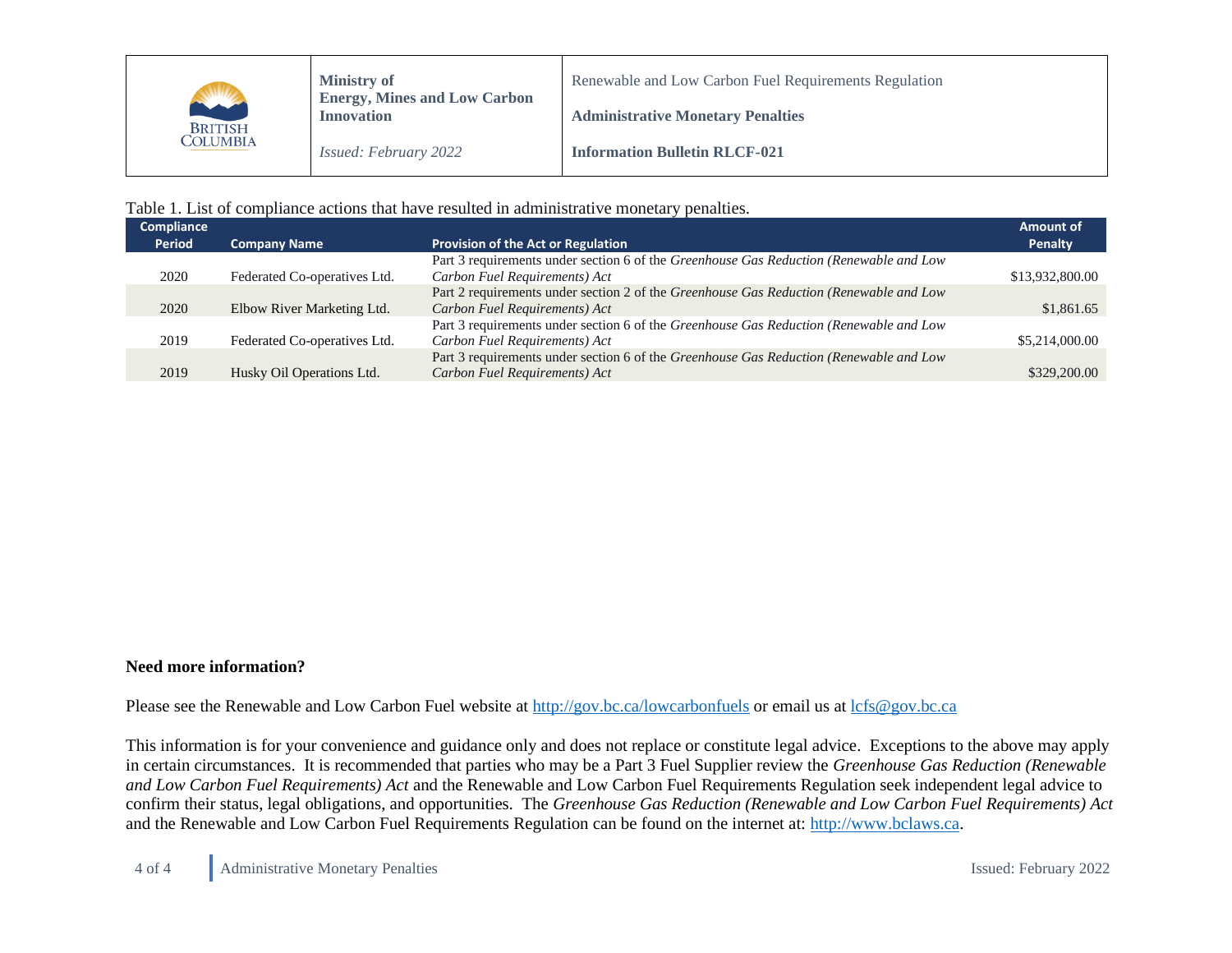Table 1. List of compliance actions that have resulted in administrative monetary penalties.

| Compliance Period | Company Name | Provision of the Act or Regulation | Amount of Penalty |
|---|---|---|---|
| 2020 | Federated Co-operatives Ltd. | Part 3 requirements under section 6 of the *Greenhouse Gas Reduction (Renewable and Low Carbon Fuel Requirements) Act* | $13,932,800.00 |
| 2020 | Elbow River Marketing Ltd. | Part 2 requirements under section 2 of the *Greenhouse Gas Reduction (Renewable and Low Carbon Fuel Requirements) Act* | $1,861.65 |
| 2019 | Federated Co-operatives Ltd. | Part 3 requirements under section 6 of the *Greenhouse Gas Reduction (Renewable and Low Carbon Fuel Requirements) Act* | $5,214,000.00 |
| 2019 | Husky Oil Operations Ltd. | Part 3 requirements under section 6 of the *Greenhouse Gas Reduction (Renewable and Low Carbon Fuel Requirements) Act* | $329,200.00 |

**Need more information?**

Please see the Renewable and Low Carbon Fuel website at http://gov.bc.ca/lowcarbonfuels or email us at lcfs@gov.bc.ca

This information is for your convenience and guidance only and does not replace or constitute legal advice. Exceptions to the above may apply in certain circumstances. It is recommended that parties who may be a Part 3 Fuel Supplier review the *Greenhouse Gas Reduction (Renewable and Low Carbon Fuel Requirements) Act* and the Renewable and Low Carbon Fuel Requirements Regulation seek independent legal advice to confirm their status, legal obligations, and opportunities. The *Greenhouse Gas Reduction (Renewable and Low Carbon Fuel Requirements) Act* and the Renewable and Low Carbon Fuel Requirements Regulation can be found on the internet at: http://www.bclaws.ca.